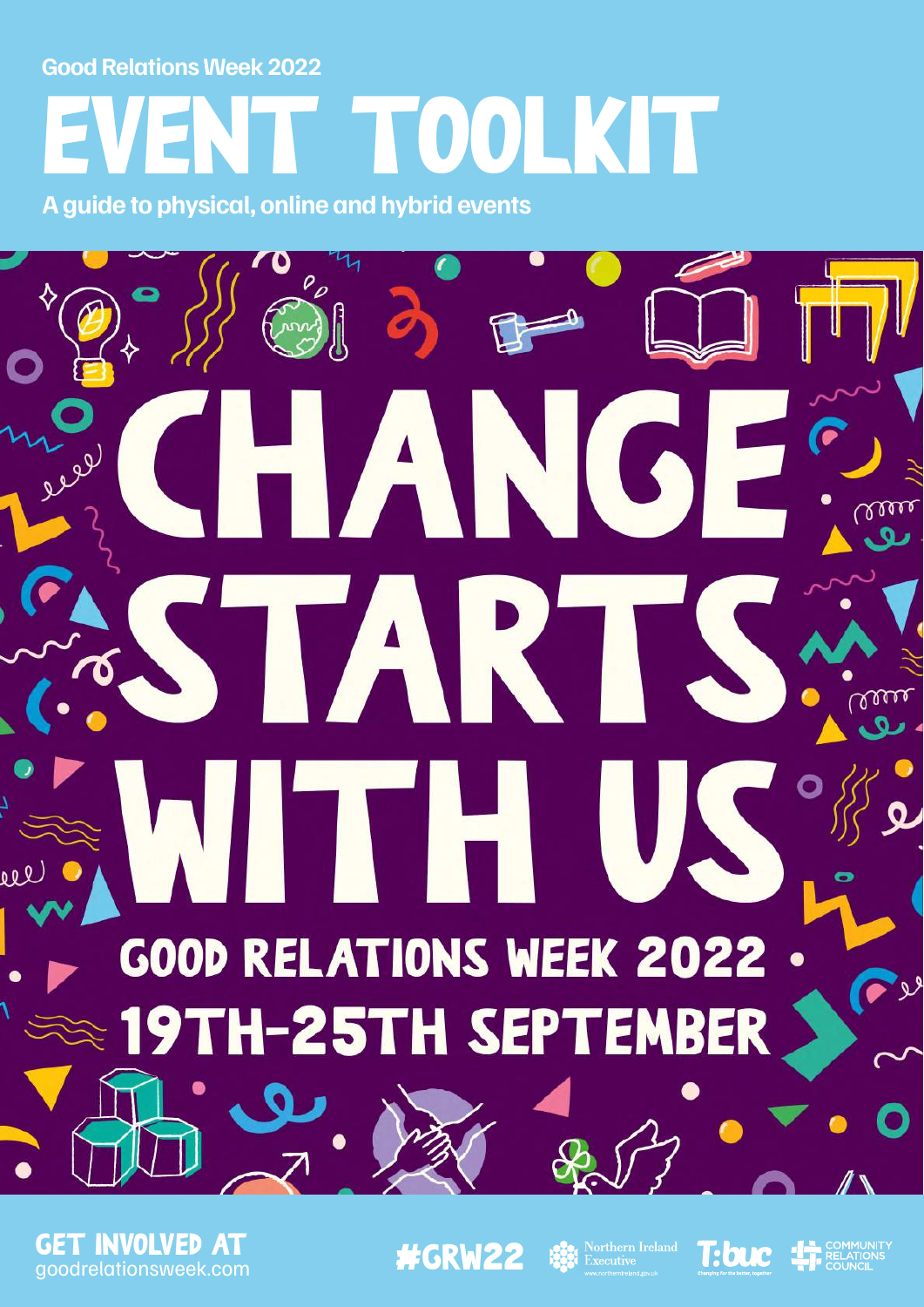Good Relations Week 2022

# EVENT TOOLKIT

**A guide to physical, online and hybrid events**

# CHANGE STARTS WITH US

## GOOD RELATIONS WEEK 2022

## 19TH-25TH SEPTEMBER

GET INVOLVED AT
goodrelationsweek.com

#GRW22

Northern Ireland Executive

T:BUC

COMMUNITY RELATIONS COUNCIL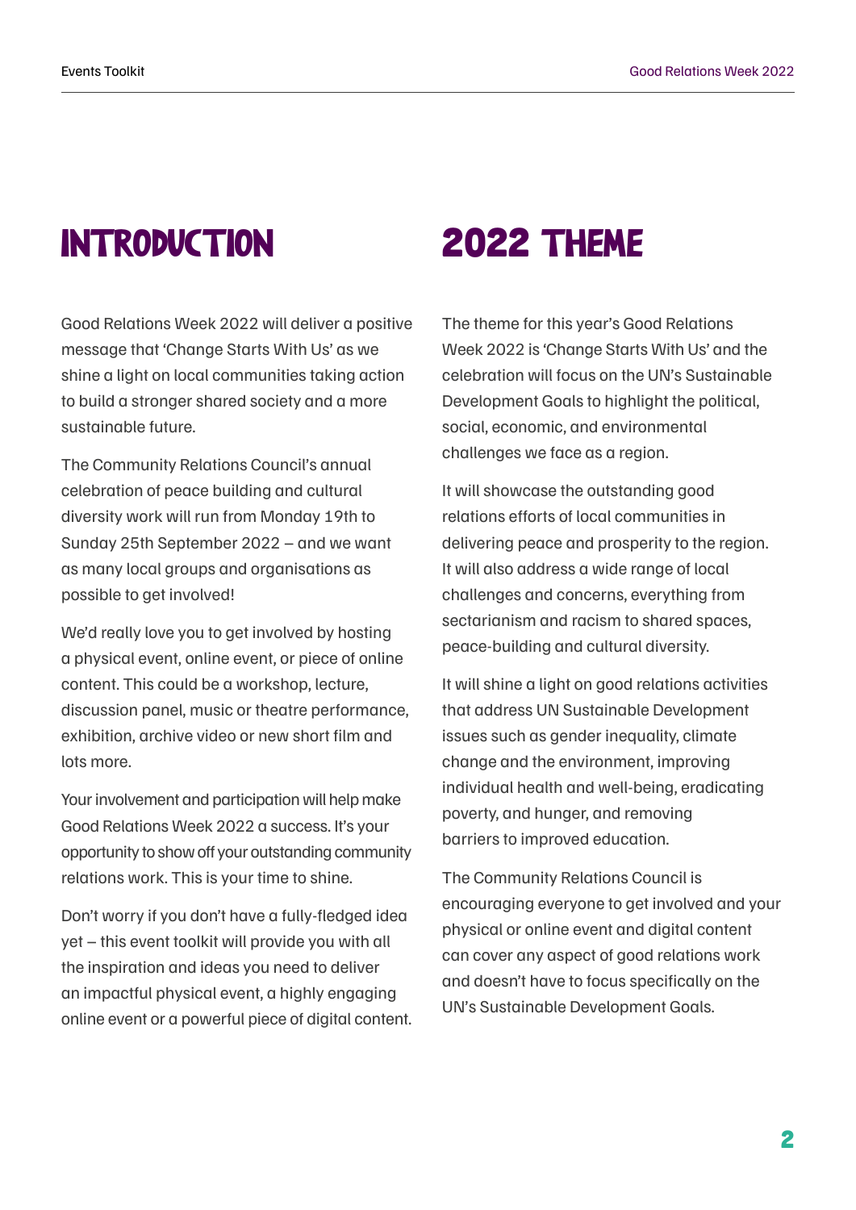# INTRODUCTION

Good Relations Week 2022 will deliver a positive message that 'Change Starts With Us' as we shine a light on local communities taking action to build a stronger shared society and a more sustainable future.

The Community Relations Council's annual celebration of peace building and cultural diversity work will run from Monday 19th to Sunday 25th September 2022 – and we want as many local groups and organisations as possible to get involved!

We'd really love you to get involved by hosting a physical event, online event, or piece of online content. This could be a workshop, lecture, discussion panel, music or theatre performance, exhibition, archive video or new short film and lots more.

Your involvement and participation will help make Good Relations Week 2022 a success. It's your opportunity to show off your outstanding community relations work. This is your time to shine.

Don't worry if you don't have a fully-fledged idea yet – this event toolkit will provide you with all the inspiration and ideas you need to deliver an impactful physical event, a highly engaging online event or a powerful piece of digital content.

# 2022 THEME

The theme for this year's Good Relations Week 2022 is 'Change Starts With Us' and the celebration will focus on the UN's Sustainable Development Goals to highlight the political, social, economic, and environmental challenges we face as a region.

It will showcase the outstanding good relations efforts of local communities in delivering peace and prosperity to the region. It will also address a wide range of local challenges and concerns, everything from sectarianism and racism to shared spaces, peace-building and cultural diversity.

It will shine a light on good relations activities that address UN Sustainable Development issues such as gender inequality, climate change and the environment, improving individual health and well-being, eradicating poverty, and hunger, and removing barriers to improved education.

The Community Relations Council is encouraging everyone to get involved and your physical or online event and digital content can cover any aspect of good relations work and doesn't have to focus specifically on the UN's Sustainable Development Goals.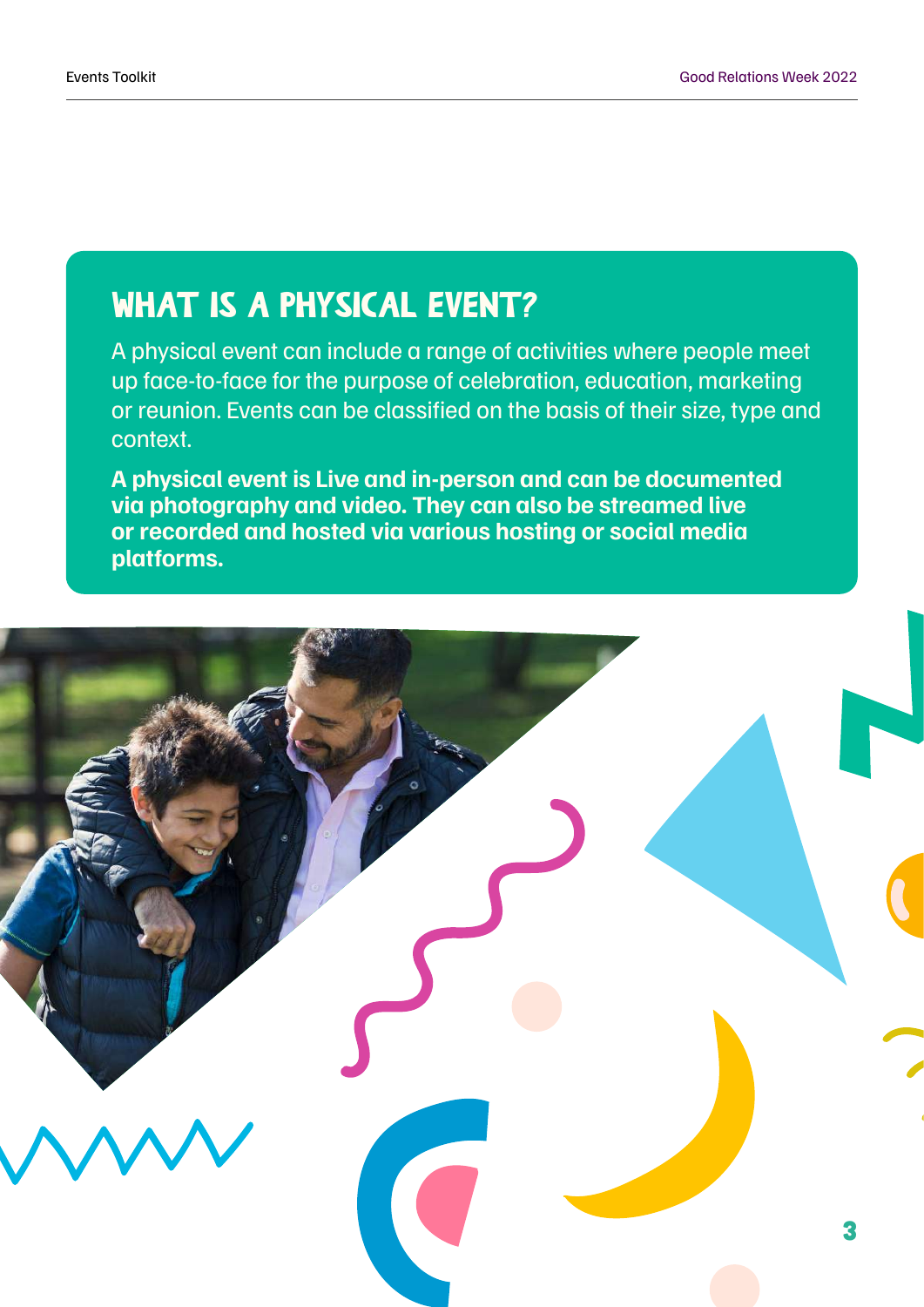## WHAT IS A PHYSICAL EVENT?

A physical event can include a range of activities where people meet up face-to-face for the purpose of celebration, education, marketing or reunion. Events can be classified on the basis of their size, type and context.

**A physical event is Live and in-person and can be documented via photography and video. They can also be streamed live or recorded and hosted via various hosting or social media platforms.**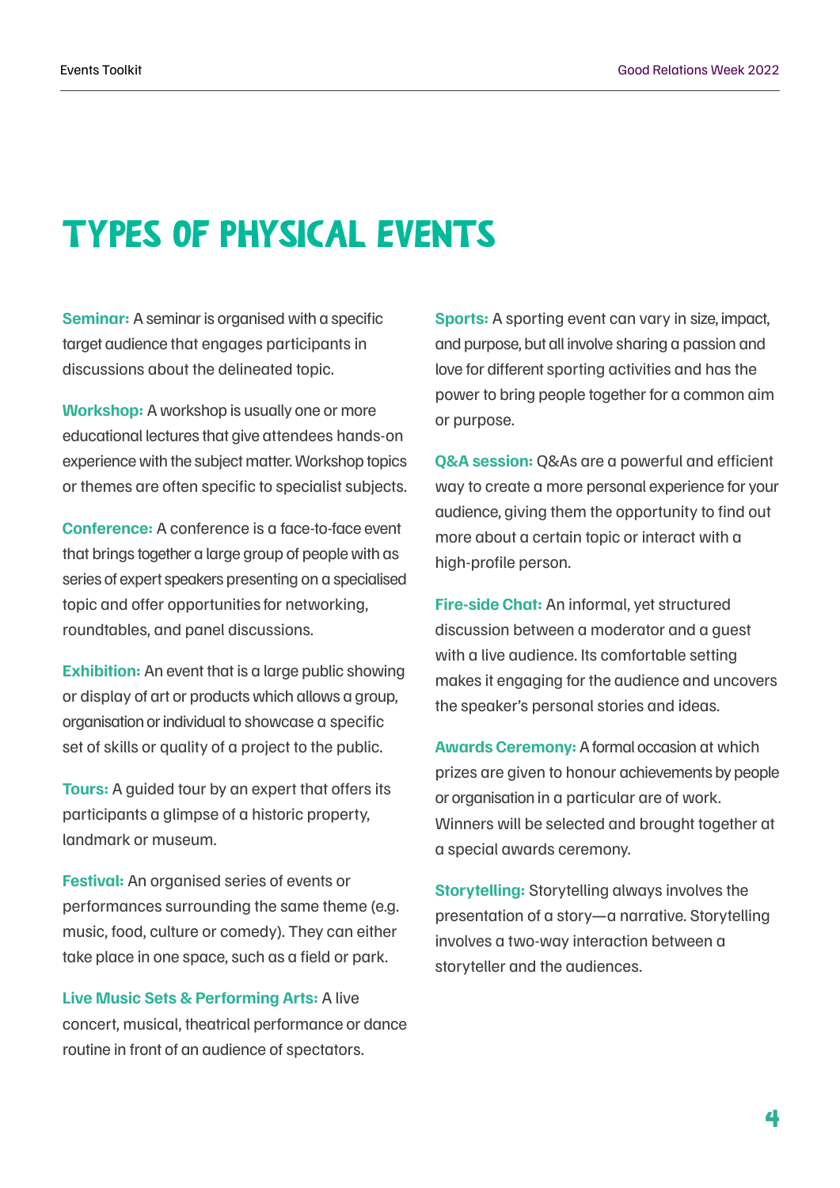# TYPES OF PHYSICAL EVENTS

**Seminar:** A seminar is organised with a specific target audience that engages participants in discussions about the delineated topic.

**Workshop:** A workshop is usually one or more educational lectures that give attendees hands-on experience with the subject matter. Workshop topics or themes are often specific to specialist subjects.

**Conference:** A conference is a face-to-face event that brings together a large group of people with as series of expert speakers presenting on a specialised topic and offer opportunities for networking, roundtables, and panel discussions.

**Exhibition:** An event that is a large public showing or display of art or products which allows a group, organisation or individual to showcase a specific set of skills or quality of a project to the public.

**Tours:** A guided tour by an expert that offers its participants a glimpse of a historic property, landmark or museum.

**Festival:** An organised series of events or performances surrounding the same theme (e.g. music, food, culture or comedy). They can either take place in one space, such as a field or park.

**Live Music Sets & Performing Arts:** A live concert, musical, theatrical performance or dance routine in front of an audience of spectators.

**Sports:** A sporting event can vary in size, impact, and purpose, but all involve sharing a passion and love for different sporting activities and has the power to bring people together for a common aim or purpose.

**Q&A session:** Q&As are a powerful and efficient way to create a more personal experience for your audience, giving them the opportunity to find out more about a certain topic or interact with a high-profile person.

**Fire-side Chat:** An informal, yet structured discussion between a moderator and a guest with a live audience. Its comfortable setting makes it engaging for the audience and uncovers the speaker's personal stories and ideas.

**Awards Ceremony:** A formal occasion at which prizes are given to honour achievements by people or organisation in a particular are of work. Winners will be selected and brought together at a special awards ceremony.

**Storytelling:** Storytelling always involves the presentation of a story—a narrative. Storytelling involves a two-way interaction between a storyteller and the audiences.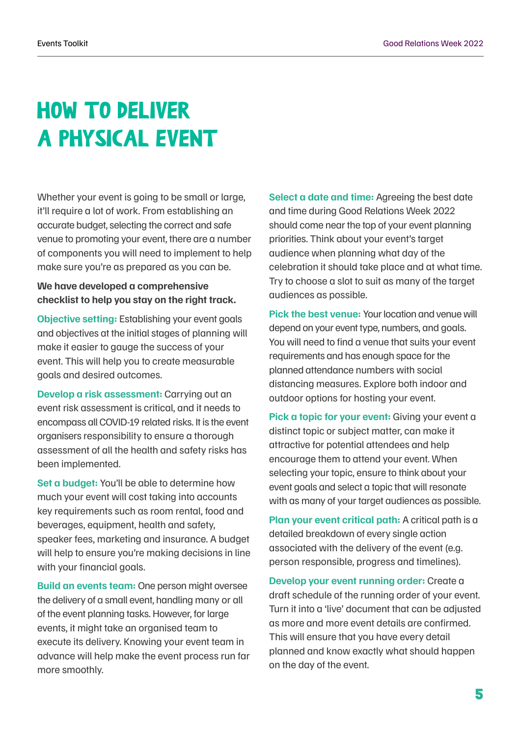# HOW TO DELIVER A PHYSICAL EVENT

Whether your event is going to be small or large, it'll require a lot of work. From establishing an accurate budget, selecting the correct and safe venue to promoting your event, there are a number of components you will need to implement to help make sure you're as prepared as you can be.

**We have developed a comprehensive checklist to help you stay on the right track.**

**Objective setting:** Establishing your event goals and objectives at the initial stages of planning will make it easier to gauge the success of your event. This will help you to create measurable goals and desired outcomes.

**Develop a risk assessment:** Carrying out an event risk assessment is critical, and it needs to encompass all COVID-19 related risks. It is the event organisers responsibility to ensure a thorough assessment of all the health and safety risks has been implemented.

**Set a budget:** You'll be able to determine how much your event will cost taking into accounts key requirements such as room rental, food and beverages, equipment, health and safety, speaker fees, marketing and insurance. A budget will help to ensure you're making decisions in line with your financial goals.

**Build an events team:** One person might oversee the delivery of a small event, handling many or all of the event planning tasks. However, for large events, it might take an organised team to execute its delivery. Knowing your event team in advance will help make the event process run far more smoothly.

**Select a date and time:** Agreeing the best date and time during Good Relations Week 2022 should come near the top of your event planning priorities. Think about your event's target audience when planning what day of the celebration it should take place and at what time. Try to choose a slot to suit as many of the target audiences as possible.

**Pick the best venue:** Your location and venue will depend on your event type, numbers, and goals. You will need to find a venue that suits your event requirements and has enough space for the planned attendance numbers with social distancing measures. Explore both indoor and outdoor options for hosting your event.

**Pick a topic for your event:** Giving your event a distinct topic or subject matter, can make it attractive for potential attendees and help encourage them to attend your event. When selecting your topic, ensure to think about your event goals and select a topic that will resonate with as many of your target audiences as possible.

**Plan your event critical path:** A critical path is a detailed breakdown of every single action associated with the delivery of the event (e.g. person responsible, progress and timelines).

**Develop your event running order:** Create a draft schedule of the running order of your event. Turn it into a 'live' document that can be adjusted as more and more event details are confirmed. This will ensure that you have every detail planned and know exactly what should happen on the day of the event.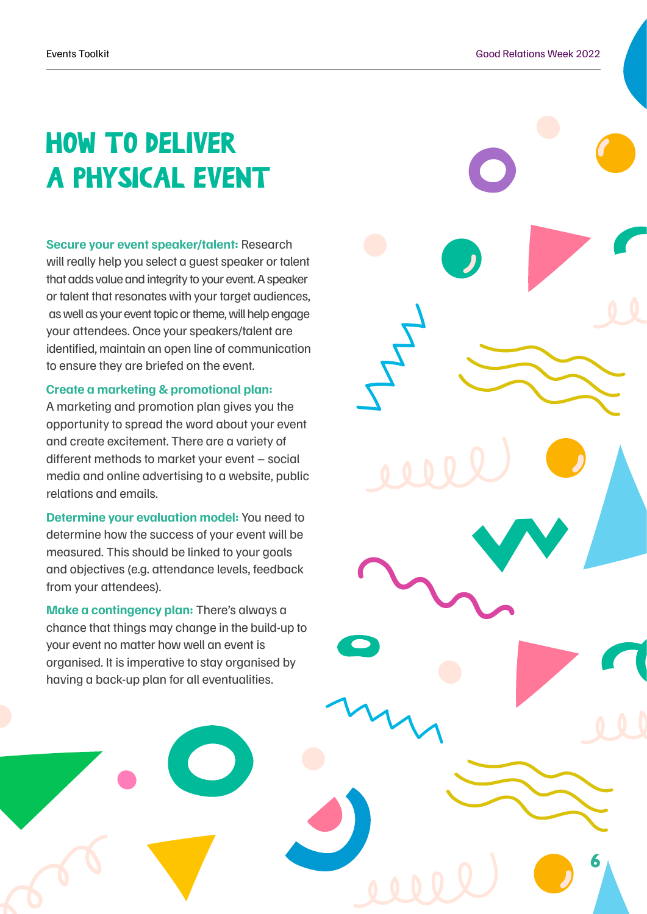# HOW TO DELIVER A PHYSICAL EVENT

**Secure your event speaker/talent:** Research will really help you select a guest speaker or talent that adds value and integrity to your event. A speaker or talent that resonates with your target audiences, as well as your event topic or theme, will help engage your attendees. Once your speakers/talent are identified, maintain an open line of communication to ensure they are briefed on the event.

**Create a marketing & promotional plan:** A marketing and promotion plan gives you the opportunity to spread the word about your event and create excitement. There are a variety of different methods to market your event – social media and online advertising to a website, public relations and emails.

**Determine your evaluation model:** You need to determine how the success of your event will be measured. This should be linked to your goals and objectives (e.g. attendance levels, feedback from your attendees).

**Make a contingency plan:** There's always a chance that things may change in the build-up to your event no matter how well an event is organised. It is imperative to stay organised by having a back-up plan for all eventualities.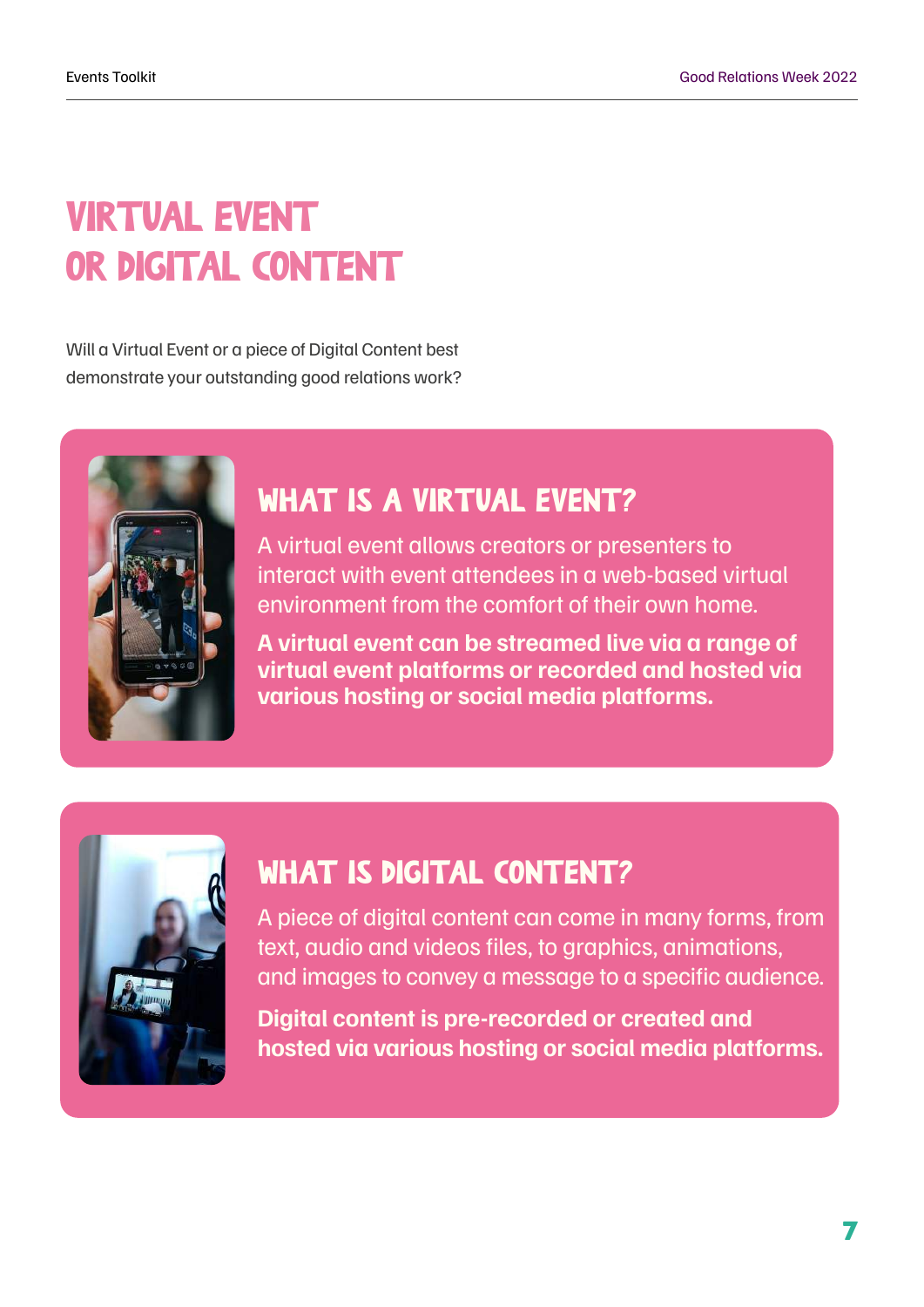# VIRTUAL EVENT OR DIGITAL CONTENT

Will a Virtual Event or a piece of Digital Content best demonstrate your outstanding good relations work?

## WHAT IS A VIRTUAL EVENT?

A virtual event allows creators or presenters to interact with event attendees in a web-based virtual environment from the comfort of their own home.

**A virtual event can be streamed live via a range of virtual event platforms or recorded and hosted via various hosting or social media platforms.**

## WHAT IS DIGITAL CONTENT?

A piece of digital content can come in many forms, from text, audio and videos files, to graphics, animations, and images to convey a message to a specific audience.

**Digital content is pre-recorded or created and hosted via various hosting or social media platforms.**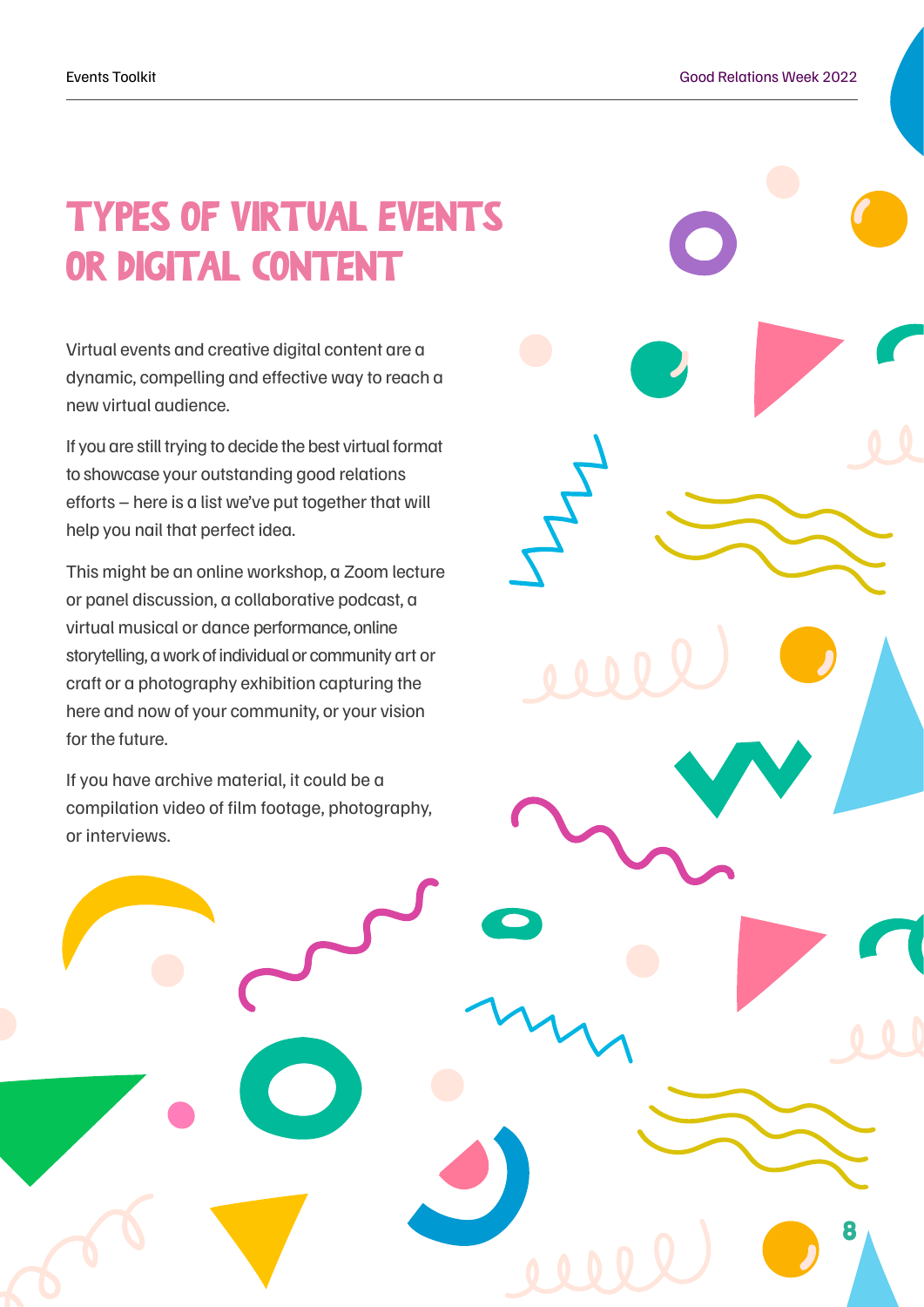# TYPES OF VIRTUAL EVENTS OR DIGITAL CONTENT

Virtual events and creative digital content are a dynamic, compelling and effective way to reach a new virtual audience.

If you are still trying to decide the best virtual format to showcase your outstanding good relations efforts – here is a list we've put together that will help you nail that perfect idea.

This might be an online workshop, a Zoom lecture or panel discussion, a collaborative podcast, a virtual musical or dance performance, online storytelling, a work of individual or community art or craft or a photography exhibition capturing the here and now of your community, or your vision for the future.

If you have archive material, it could be a compilation video of film footage, photography, or interviews.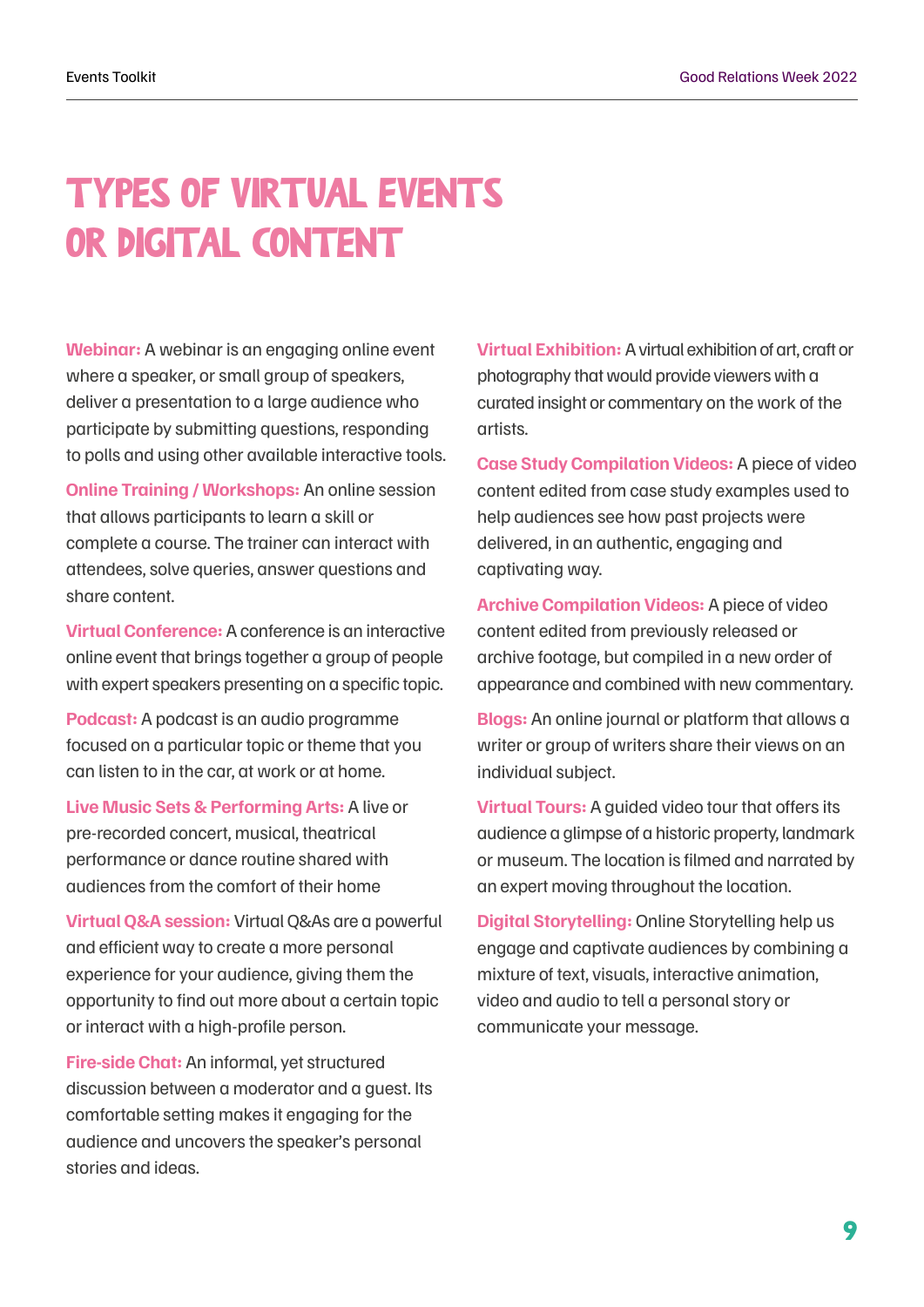# TYPES OF VIRTUAL EVENTS OR DIGITAL CONTENT

**Webinar:** A webinar is an engaging online event where a speaker, or small group of speakers, deliver a presentation to a large audience who participate by submitting questions, responding to polls and using other available interactive tools.

**Online Training / Workshops:** An online session that allows participants to learn a skill or complete a course. The trainer can interact with attendees, solve queries, answer questions and share content.

**Virtual Conference:** A conference is an interactive online event that brings together a group of people with expert speakers presenting on a specific topic.

**Podcast:** A podcast is an audio programme focused on a particular topic or theme that you can listen to in the car, at work or at home.

**Live Music Sets & Performing Arts:** A live or pre-recorded concert, musical, theatrical performance or dance routine shared with audiences from the comfort of their home

**Virtual Q&A session:** Virtual Q&As are a powerful and efficient way to create a more personal experience for your audience, giving them the opportunity to find out more about a certain topic or interact with a high-profile person.

**Fire-side Chat:** An informal, yet structured discussion between a moderator and a guest. Its comfortable setting makes it engaging for the audience and uncovers the speaker's personal stories and ideas.

**Virtual Exhibition:** A virtual exhibition of art, craft or photography that would provide viewers with a curated insight or commentary on the work of the artists.

**Case Study Compilation Videos:** A piece of video content edited from case study examples used to help audiences see how past projects were delivered, in an authentic, engaging and captivating way.

**Archive Compilation Videos:** A piece of video content edited from previously released or archive footage, but compiled in a new order of appearance and combined with new commentary.

**Blogs:** An online journal or platform that allows a writer or group of writers share their views on an individual subject.

**Virtual Tours:** A guided video tour that offers its audience a glimpse of a historic property, landmark or museum. The location is filmed and narrated by an expert moving throughout the location.

**Digital Storytelling:** Online Storytelling help us engage and captivate audiences by combining a mixture of text, visuals, interactive animation, video and audio to tell a personal story or communicate your message.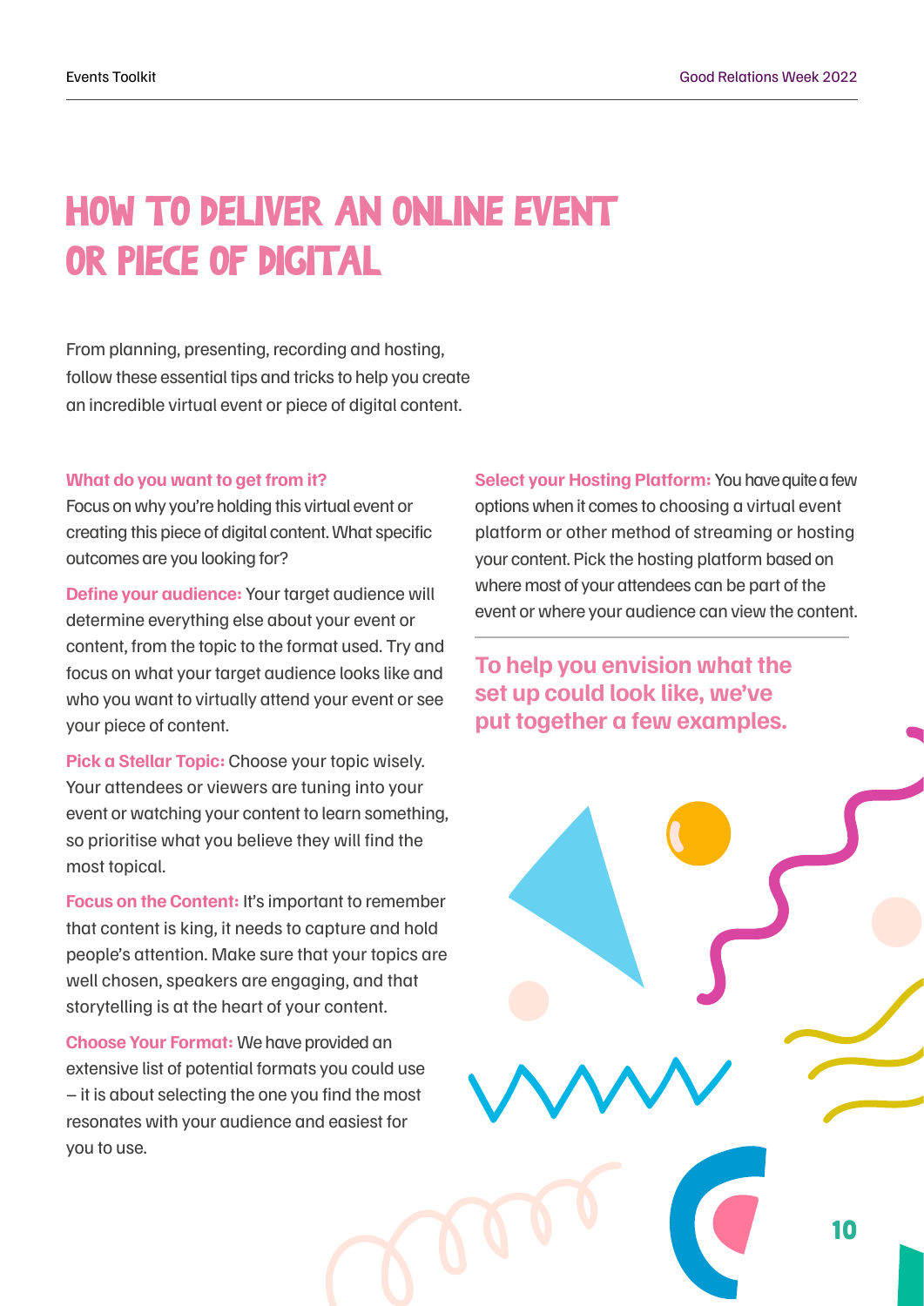# HOW TO DELIVER AN ONLINE EVENT OR PIECE OF DIGITAL

From planning, presenting, recording and hosting, follow these essential tips and tricks to help you create an incredible virtual event or piece of digital content.

**What do you want to get from it?**
Focus on why you're holding this virtual event or creating this piece of digital content. What specific outcomes are you looking for?

**Define your audience:** Your target audience will determine everything else about your event or content, from the topic to the format used. Try and focus on what your target audience looks like and who you want to virtually attend your event or see your piece of content.

**Pick a Stellar Topic:** Choose your topic wisely. Your attendees or viewers are tuning into your event or watching your content to learn something, so prioritise what you believe they will find the most topical.

**Focus on the Content:** It's important to remember that content is king, it needs to capture and hold people's attention. Make sure that your topics are well chosen, speakers are engaging, and that storytelling is at the heart of your content.

**Choose Your Format:** We have provided an extensive list of potential formats you could use – it is about selecting the one you find the most resonates with your audience and easiest for you to use.

**Select your Hosting Platform:** You have quite a few options when it comes to choosing a virtual event platform or other method of streaming or hosting your content. Pick the hosting platform based on where most of your attendees can be part of the event or where your audience can view the content.

**To help you envision what the set up could look like, we've put together a few examples.**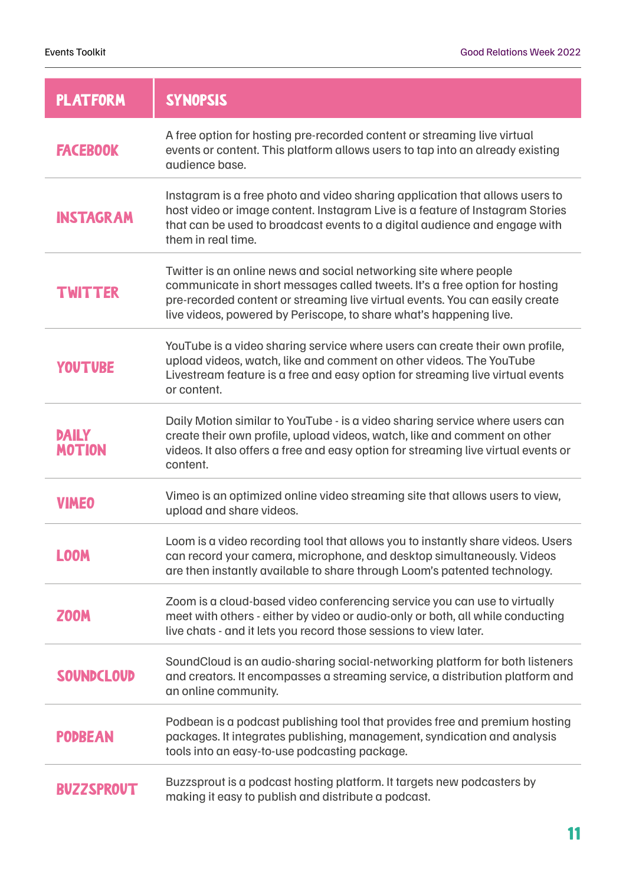| PLATFORM | SYNOPSIS |
|---|---|
| FACEBOOK | A free option for hosting pre-recorded content or streaming live virtual events or content. This platform allows users to tap into an already existing audience base. |
| INSTAGRAM | Instagram is a free photo and video sharing application that allows users to host video or image content. Instagram Live is a feature of Instagram Stories that can be used to broadcast events to a digital audience and engage with them in real time. |
| TWITTER | Twitter is an online news and social networking site where people communicate in short messages called tweets. It's a free option for hosting pre-recorded content or streaming live virtual events. You can easily create live videos, powered by Periscope, to share what's happening live. |
| YOUTUBE | YouTube is a video sharing service where users can create their own profile, upload videos, watch, like and comment on other videos. The YouTube Livestream feature is a free and easy option for streaming live virtual events or content. |
| DAILY MOTION | Daily Motion similar to YouTube - is a video sharing service where users can create their own profile, upload videos, watch, like and comment on other videos. It also offers a free and easy option for streaming live virtual events or content. |
| VIMEO | Vimeo is an optimized online video streaming site that allows users to view, upload and share videos. |
| LOOM | Loom is a video recording tool that allows you to instantly share videos. Users can record your camera, microphone, and desktop simultaneously. Videos are then instantly available to share through Loom's patented technology. |
| ZOOM | Zoom is a cloud-based video conferencing service you can use to virtually meet with others - either by video or audio-only or both, all while conducting live chats - and it lets you record those sessions to view later. |
| SOUNDCLOUD | SoundCloud is an audio-sharing social-networking platform for both listeners and creators. It encompasses a streaming service, a distribution platform and an online community. |
| PODBEAN | Podbean is a podcast publishing tool that provides free and premium hosting packages. It integrates publishing, management, syndication and analysis tools into an easy-to-use podcasting package. |
| BUZZSPROUT | Buzzsprout is a podcast hosting platform. It targets new podcasters by making it easy to publish and distribute a podcast. |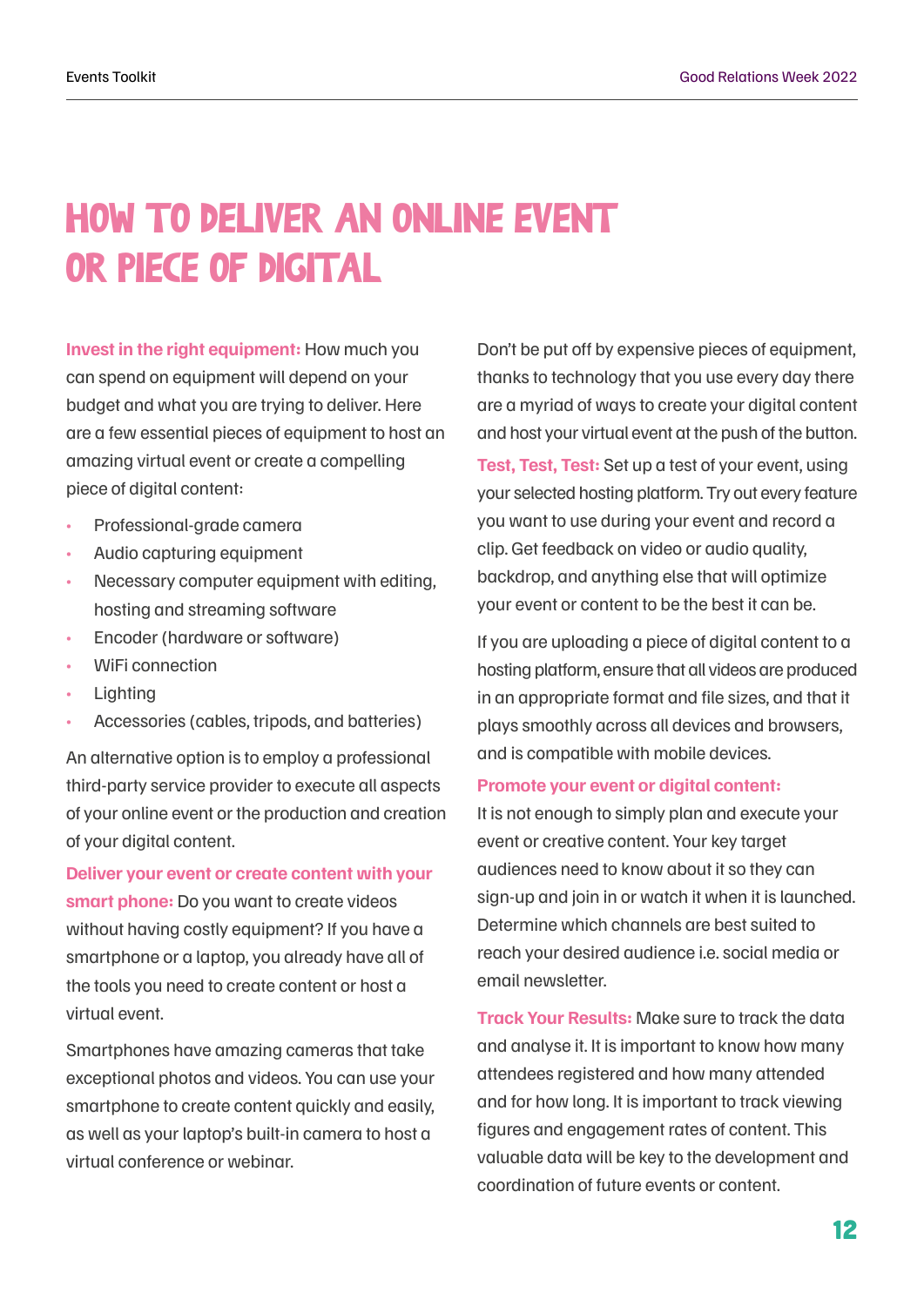# HOW TO DELIVER AN ONLINE EVENT OR PIECE OF DIGITAL

**Invest in the right equipment:** How much you can spend on equipment will depend on your budget and what you are trying to deliver. Here are a few essential pieces of equipment to host an amazing virtual event or create a compelling piece of digital content:

- Professional-grade camera
- Audio capturing equipment
- Necessary computer equipment with editing, hosting and streaming software
- Encoder (hardware or software)
- WiFi connection
- Lighting
- Accessories (cables, tripods, and batteries)

An alternative option is to employ a professional third-party service provider to execute all aspects of your online event or the production and creation of your digital content.

**Deliver your event or create content with your smart phone:** Do you want to create videos without having costly equipment? If you have a smartphone or a laptop, you already have all of the tools you need to create content or host a virtual event.

Smartphones have amazing cameras that take exceptional photos and videos. You can use your smartphone to create content quickly and easily, as well as your laptop's built-in camera to host a virtual conference or webinar.

Don't be put off by expensive pieces of equipment, thanks to technology that you use every day there are a myriad of ways to create your digital content and host your virtual event at the push of the button.

**Test, Test, Test:** Set up a test of your event, using your selected hosting platform. Try out every feature you want to use during your event and record a clip. Get feedback on video or audio quality, backdrop, and anything else that will optimize your event or content to be the best it can be.

If you are uploading a piece of digital content to a hosting platform, ensure that all videos are produced in an appropriate format and file sizes, and that it plays smoothly across all devices and browsers, and is compatible with mobile devices.

**Promote your event or digital content:** It is not enough to simply plan and execute your event or creative content. Your key target audiences need to know about it so they can sign-up and join in or watch it when it is launched. Determine which channels are best suited to reach your desired audience i.e. social media or email newsletter.

**Track Your Results:** Make sure to track the data and analyse it. It is important to know how many attendees registered and how many attended and for how long. It is important to track viewing figures and engagement rates of content. This valuable data will be key to the development and coordination of future events or content.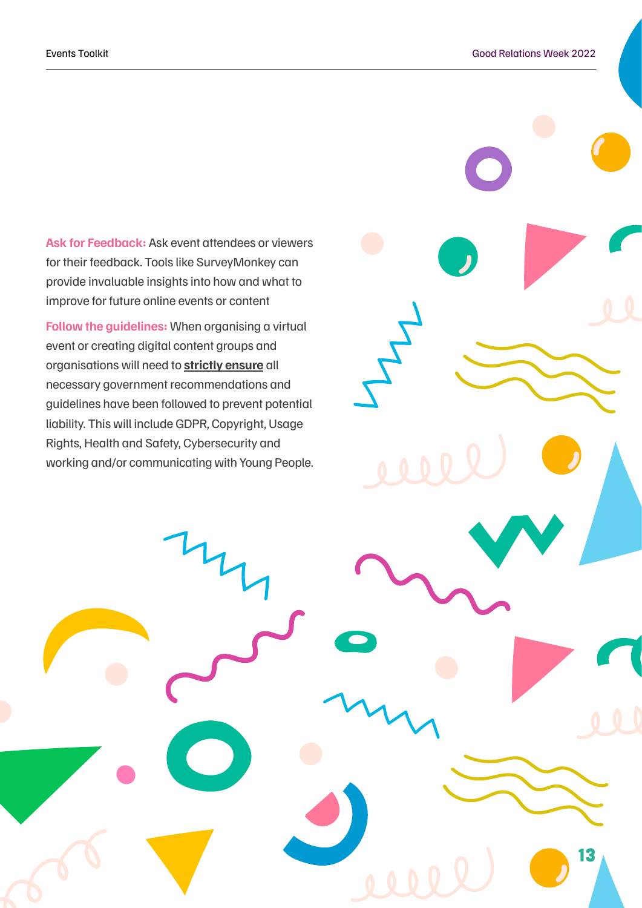**Ask for Feedback:** Ask event attendees or viewers for their feedback. Tools like SurveyMonkey can provide invaluable insights into how and what to improve for future online events or content

**Follow the guidelines:** When organising a virtual event or creating digital content groups and organisations will need to **strictly ensure** all necessary government recommendations and guidelines have been followed to prevent potential liability. This will include GDPR, Copyright, Usage Rights, Health and Safety, Cybersecurity and working and/or communicating with Young People.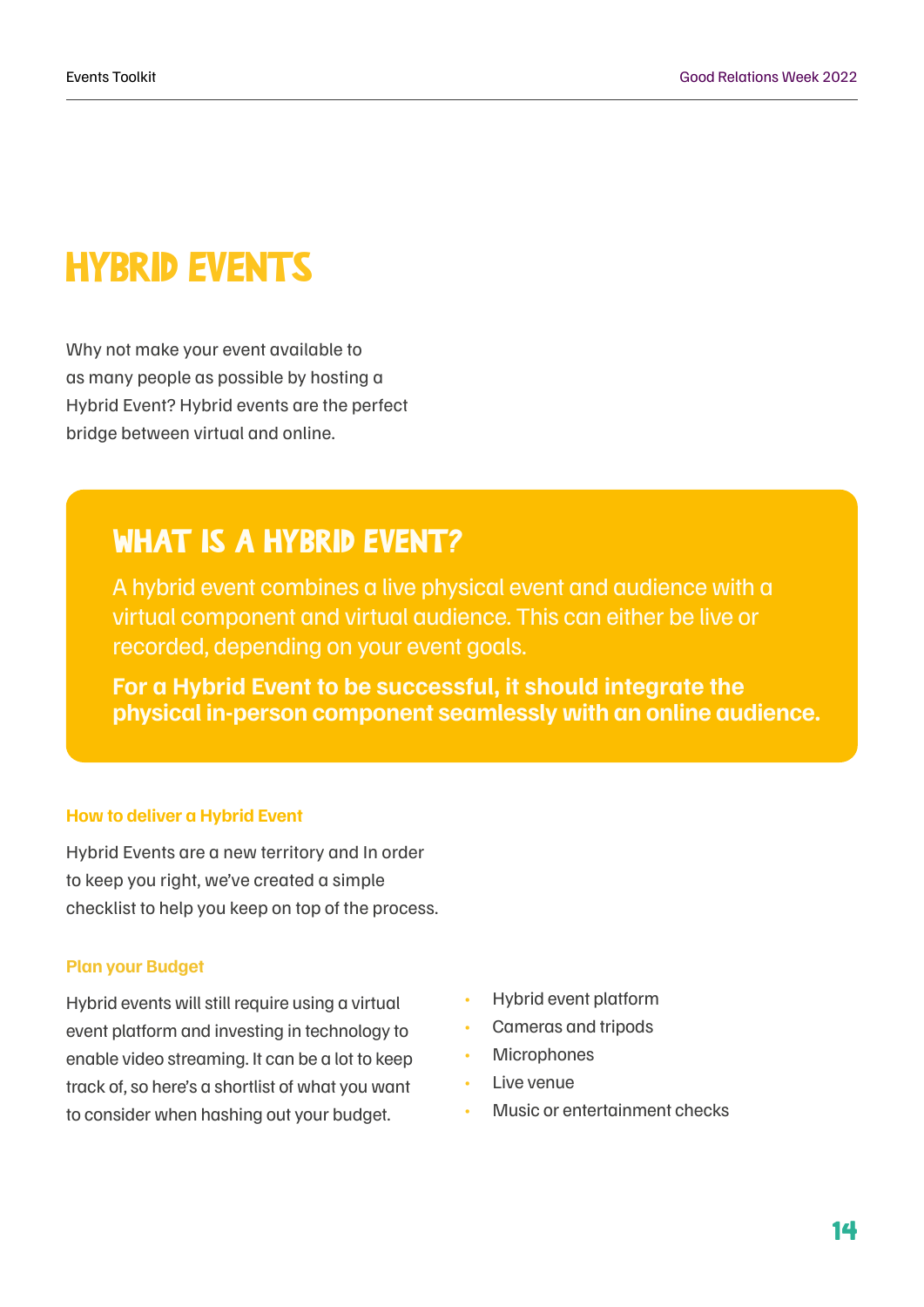# HYBRID EVENTS

Why not make your event available to as many people as possible by hosting a Hybrid Event? Hybrid events are the perfect bridge between virtual and online.

## WHAT IS A HYBRID EVENT?

A hybrid event combines a live physical event and audience with a virtual component and virtual audience. This can either be live or recorded, depending on your event goals.

**For a Hybrid Event to be successful, it should integrate the physical in-person component seamlessly with an online audience.**

### How to deliver a Hybrid Event

Hybrid Events are a new territory and In order to keep you right, we've created a simple checklist to help you keep on top of the process.

### Plan your Budget

Hybrid events will still require using a virtual event platform and investing in technology to enable video streaming. It can be a lot to keep track of, so here's a shortlist of what you want to consider when hashing out your budget.

- Hybrid event platform
- Cameras and tripods
- Microphones
- Live venue
- Music or entertainment checks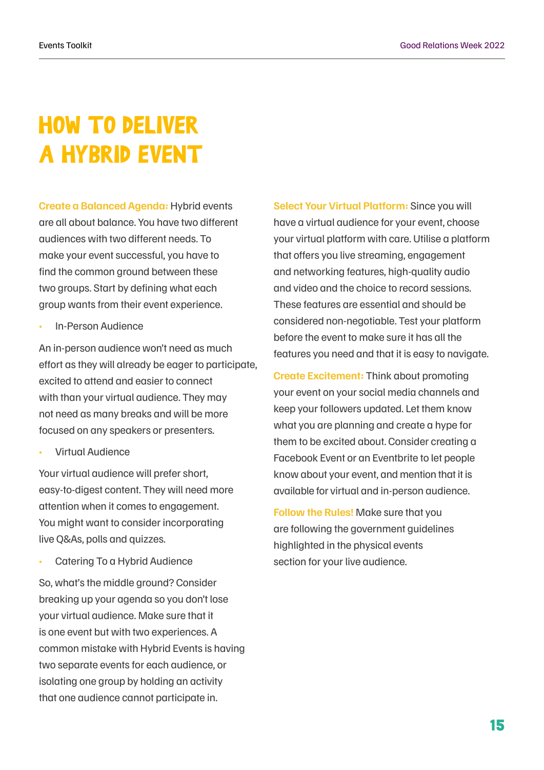# HOW TO DELIVER A HYBRID EVENT

**Create a Balanced Agenda:** Hybrid events are all about balance. You have two different audiences with two different needs. To make your event successful, you have to find the common ground between these two groups. Start by defining what each group wants from their event experience.

- In-Person Audience

An in-person audience won't need as much effort as they will already be eager to participate, excited to attend and easier to connect with than your virtual audience. They may not need as many breaks and will be more focused on any speakers or presenters.

- Virtual Audience

Your virtual audience will prefer short, easy-to-digest content. They will need more attention when it comes to engagement. You might want to consider incorporating live Q&As, polls and quizzes.

- Catering To a Hybrid Audience

So, what's the middle ground? Consider breaking up your agenda so you don't lose your virtual audience. Make sure that it is one event but with two experiences. A common mistake with Hybrid Events is having two separate events for each audience, or isolating one group by holding an activity that one audience cannot participate in.

**Select Your Virtual Platform:** Since you will have a virtual audience for your event, choose your virtual platform with care. Utilise a platform that offers you live streaming, engagement and networking features, high-quality audio and video and the choice to record sessions. These features are essential and should be considered non-negotiable. Test your platform before the event to make sure it has all the features you need and that it is easy to navigate.

**Create Excitement:** Think about promoting your event on your social media channels and keep your followers updated. Let them know what you are planning and create a hype for them to be excited about. Consider creating a Facebook Event or an Eventbrite to let people know about your event, and mention that it is available for virtual and in-person audience.

**Follow the Rules!** Make sure that you are following the government guidelines highlighted in the physical events section for your live audience.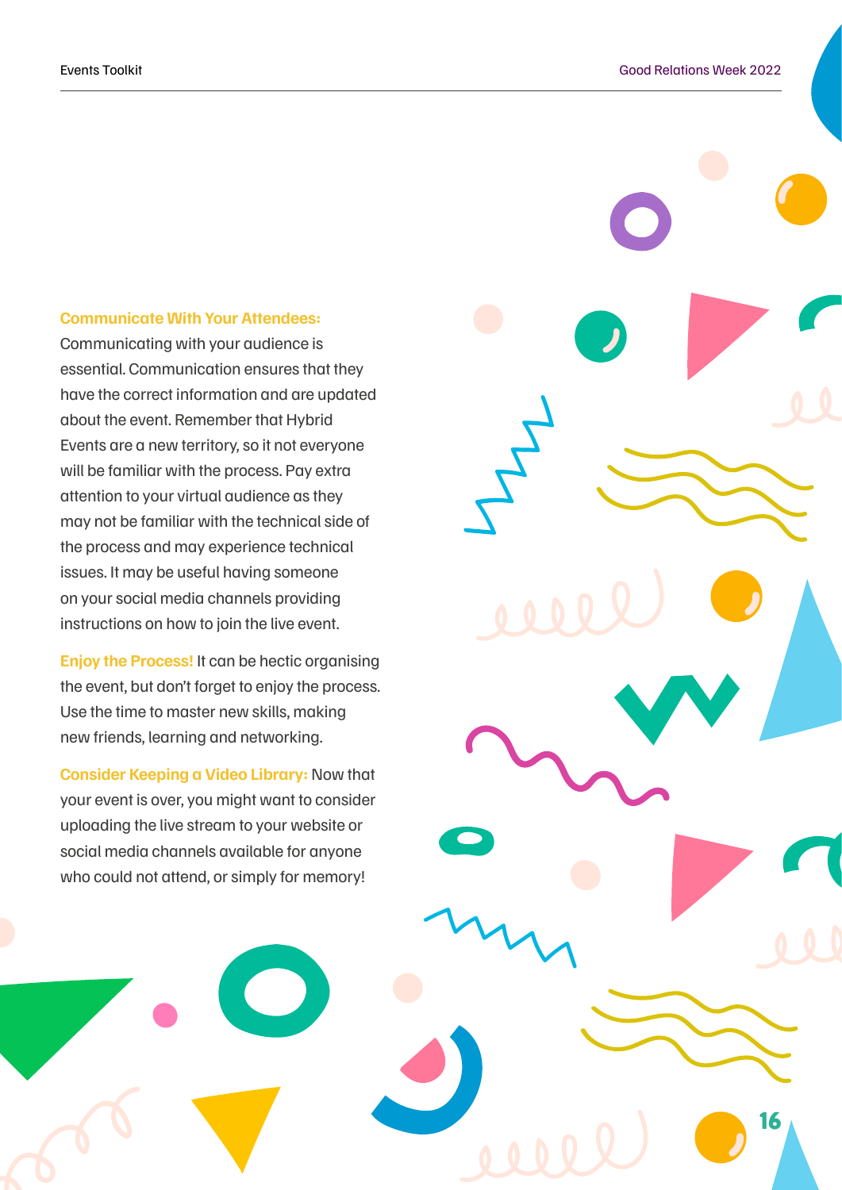**Communicate With Your Attendees:** Communicating with your audience is essential. Communication ensures that they have the correct information and are updated about the event. Remember that Hybrid Events are a new territory, so it not everyone will be familiar with the process. Pay extra attention to your virtual audience as they may not be familiar with the technical side of the process and may experience technical issues. It may be useful having someone on your social media channels providing instructions on how to join the live event.

**Enjoy the Process!** It can be hectic organising the event, but don't forget to enjoy the process. Use the time to master new skills, making new friends, learning and networking.

**Consider Keeping a Video Library:** Now that your event is over, you might want to consider uploading the live stream to your website or social media channels available for anyone who could not attend, or simply for memory!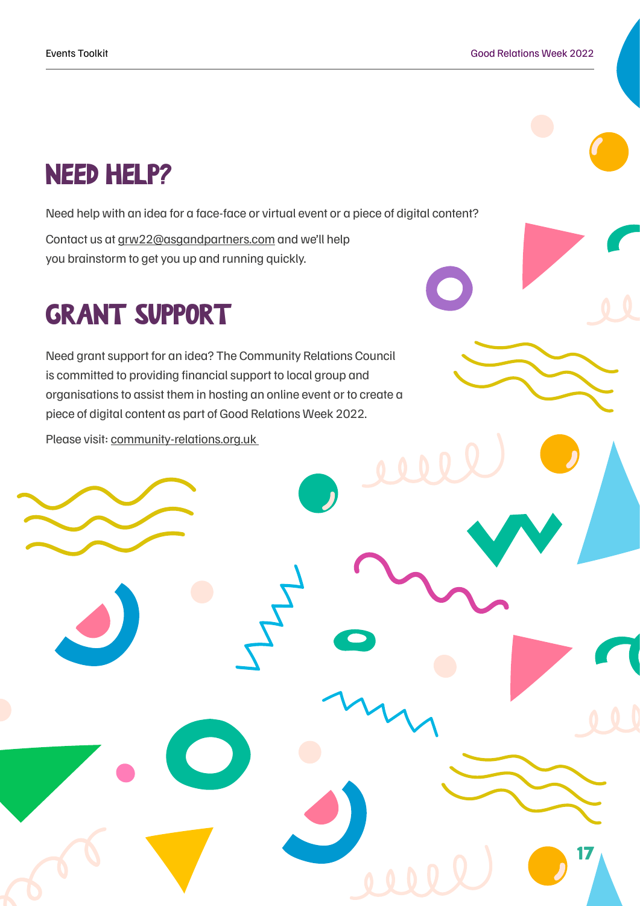# NEED HELP?

Need help with an idea for a face-face or virtual event or a piece of digital content?

Contact us at grw22@asgandpartners.com and we'll help you brainstorm to get you up and running quickly.

# GRANT SUPPORT

Need grant support for an idea? The Community Relations Council is committed to providing financial support to local group and organisations to assist them in hosting an online event or to create a piece of digital content as part of Good Relations Week 2022.

Please visit: community-relations.org.uk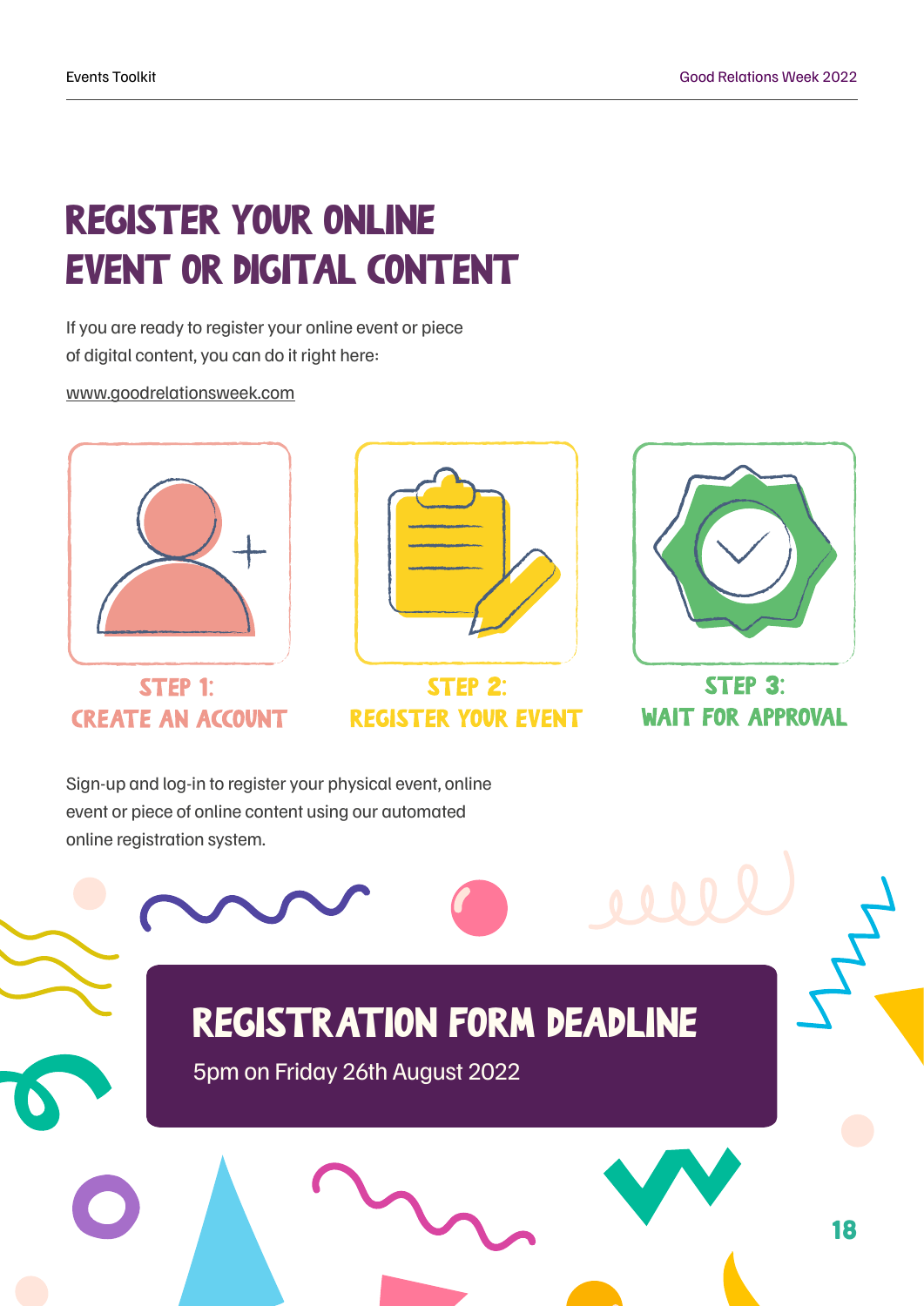# REGISTER YOUR ONLINE EVENT OR DIGITAL CONTENT

If you are ready to register your online event or piece of digital content, you can do it right here:

www.goodrelationsweek.com

**STEP 1: CREATE AN ACCOUNT**

**STEP 2: REGISTER YOUR EVENT**

**STEP 3: WAIT FOR APPROVAL**

Sign-up and log-in to register your physical event, online event or piece of online content using our automated online registration system.

## REGISTRATION FORM DEADLINE

5pm on Friday 26th August 2022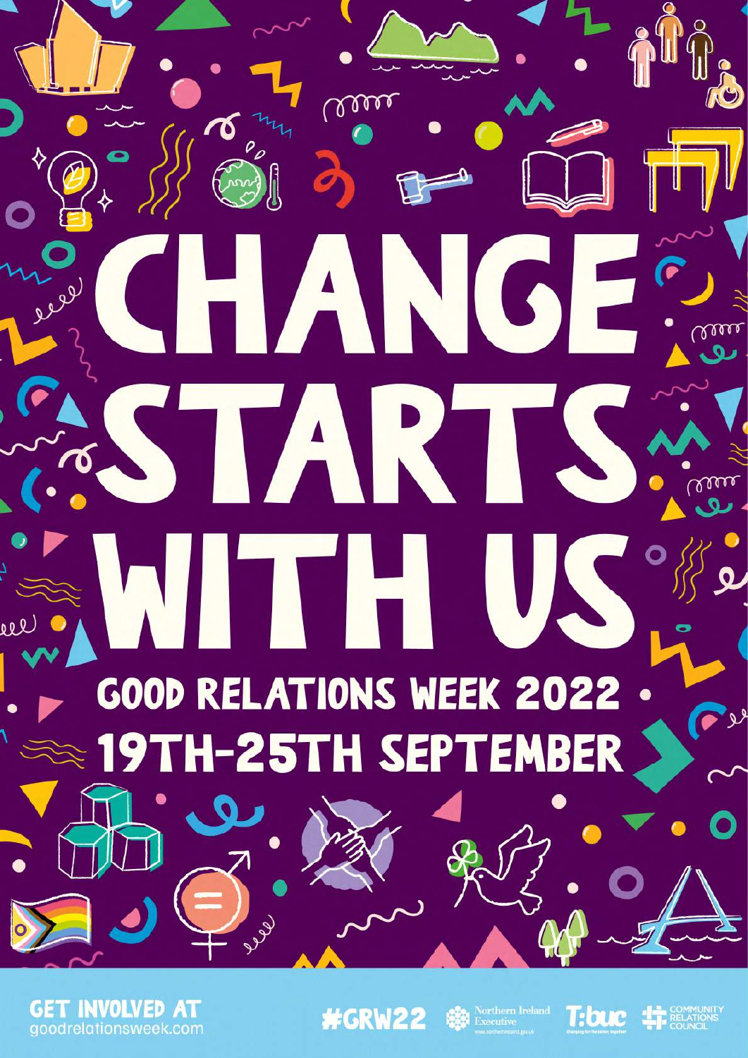# CHANGE STARTS WITH US

## GOOD RELATIONS WEEK 2022

## 19TH-25TH SEPTEMBER

GET INVOLVED AT
goodrelationsweek.com

#GRW22

Northern Ireland Executive
www.northernireland.gov.uk

T:buc

COMMUNITY RELATIONS COUNCIL